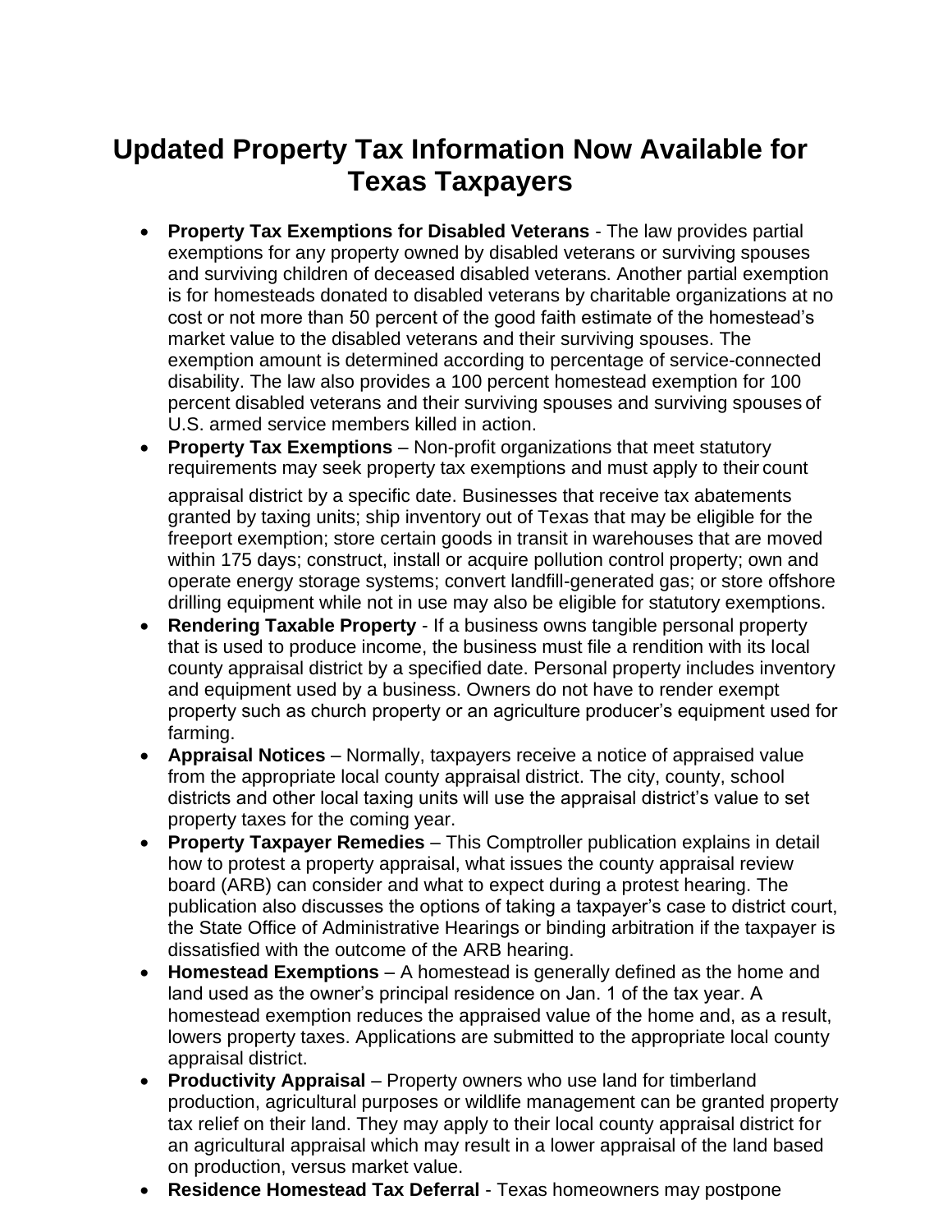# Updated Property Tax Information Now Available for Texas Taxpayers

- **Property Tax Exemptions for Disabled Veterans** - The law provides partial exemptions for any property owned by disabled veterans or surviving spouses and surviving children of deceased disabled veterans. Another partial exemption is for homesteads donated to disabled veterans by charitable organizations at no cost or not more than 50 percent of the good faith estimate of the homestead's market value to the disabled veterans and their surviving spouses. The exemption amount is determined according to percentage of service-connected disability. The law also provides a 100 percent homestead exemption for 100 percent disabled veterans and their surviving spouses and surviving spouses of U.S. armed service members killed in action.
- **Property Tax Exemptions** – Non-profit organizations that meet statutory requirements may seek property tax exemptions and must apply to their count appraisal district by a specific date. Businesses that receive tax abatements granted by taxing units; ship inventory out of Texas that may be eligible for the freeport exemption; store certain goods in transit in warehouses that are moved within 175 days; construct, install or acquire pollution control property; own and operate energy storage systems; convert landfill-generated gas; or store offshore drilling equipment while not in use may also be eligible for statutory exemptions.
- **Rendering Taxable Property** - If a business owns tangible personal property that is used to produce income, the business must file a rendition with its local county appraisal district by a specified date. Personal property includes inventory and equipment used by a business. Owners do not have to render exempt property such as church property or an agriculture producer's equipment used for farming.
- **Appraisal Notices** – Normally, taxpayers receive a notice of appraised value from the appropriate local county appraisal district. The city, county, school districts and other local taxing units will use the appraisal district's value to set property taxes for the coming year.
- **Property Taxpayer Remedies** – This Comptroller publication explains in detail how to protest a property appraisal, what issues the county appraisal review board (ARB) can consider and what to expect during a protest hearing. The publication also discusses the options of taking a taxpayer's case to district court, the State Office of Administrative Hearings or binding arbitration if the taxpayer is dissatisfied with the outcome of the ARB hearing.
- **Homestead Exemptions** – A homestead is generally defined as the home and land used as the owner's principal residence on Jan. 1 of the tax year. A homestead exemption reduces the appraised value of the home and, as a result, lowers property taxes. Applications are submitted to the appropriate local county appraisal district.
- **Productivity Appraisal** – Property owners who use land for timberland production, agricultural purposes or wildlife management can be granted property tax relief on their land. They may apply to their local county appraisal district for an agricultural appraisal which may result in a lower appraisal of the land based on production, versus market value.
- **Residence Homestead Tax Deferral** - Texas homeowners may postpone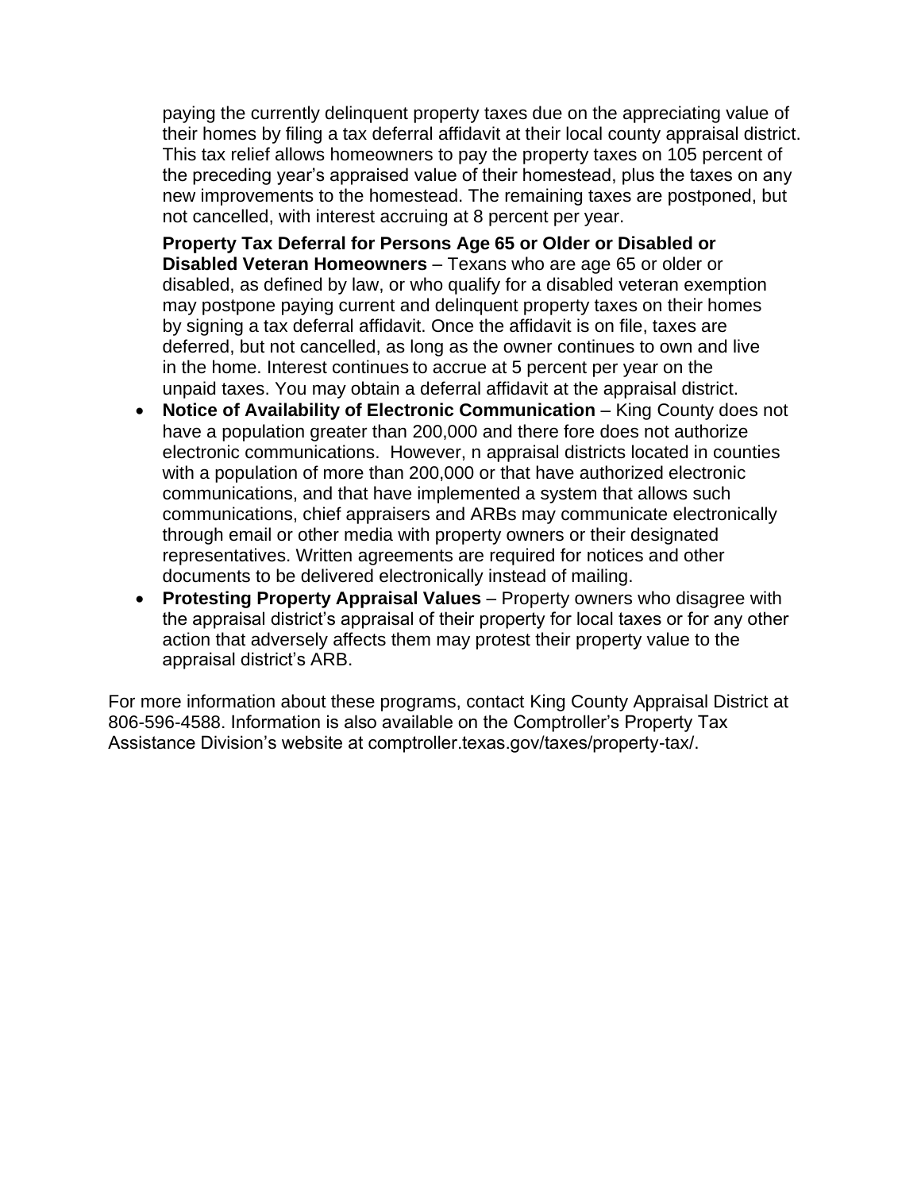paying the currently delinquent property taxes due on the appreciating value of their homes by filing a tax deferral affidavit at their local county appraisal district. This tax relief allows homeowners to pay the property taxes on 105 percent of the preceding year's appraised value of their homestead, plus the taxes on any new improvements to the homestead. The remaining taxes are postponed, but not cancelled, with interest accruing at 8 percent per year.

**Property Tax Deferral for Persons Age 65 or Older or Disabled or Disabled Veteran Homeowners** – Texans who are age 65 or older or disabled, as defined by law, or who qualify for a disabled veteran exemption may postpone paying current and delinquent property taxes on their homes by signing a tax deferral affidavit. Once the affidavit is on file, taxes are deferred, but not cancelled, as long as the owner continues to own and live in the home. Interest continues to accrue at 5 percent per year on the unpaid taxes. You may obtain a deferral affidavit at the appraisal district.

- **Notice of Availability of Electronic Communication** – King County does not have a population greater than 200,000 and there fore does not authorize electronic communications. However, n appraisal districts located in counties with a population of more than 200,000 or that have authorized electronic communications, and that have implemented a system that allows such communications, chief appraisers and ARBs may communicate electronically through email or other media with property owners or their designated representatives. Written agreements are required for notices and other documents to be delivered electronically instead of mailing.
- **Protesting Property Appraisal Values** – Property owners who disagree with the appraisal district's appraisal of their property for local taxes or for any other action that adversely affects them may protest their property value to the appraisal district's ARB.

For more information about these programs, contact King County Appraisal District at 806-596-4588. Information is also available on the Comptroller's Property Tax Assistance Division's website at comptroller.texas.gov/taxes/property-tax/.